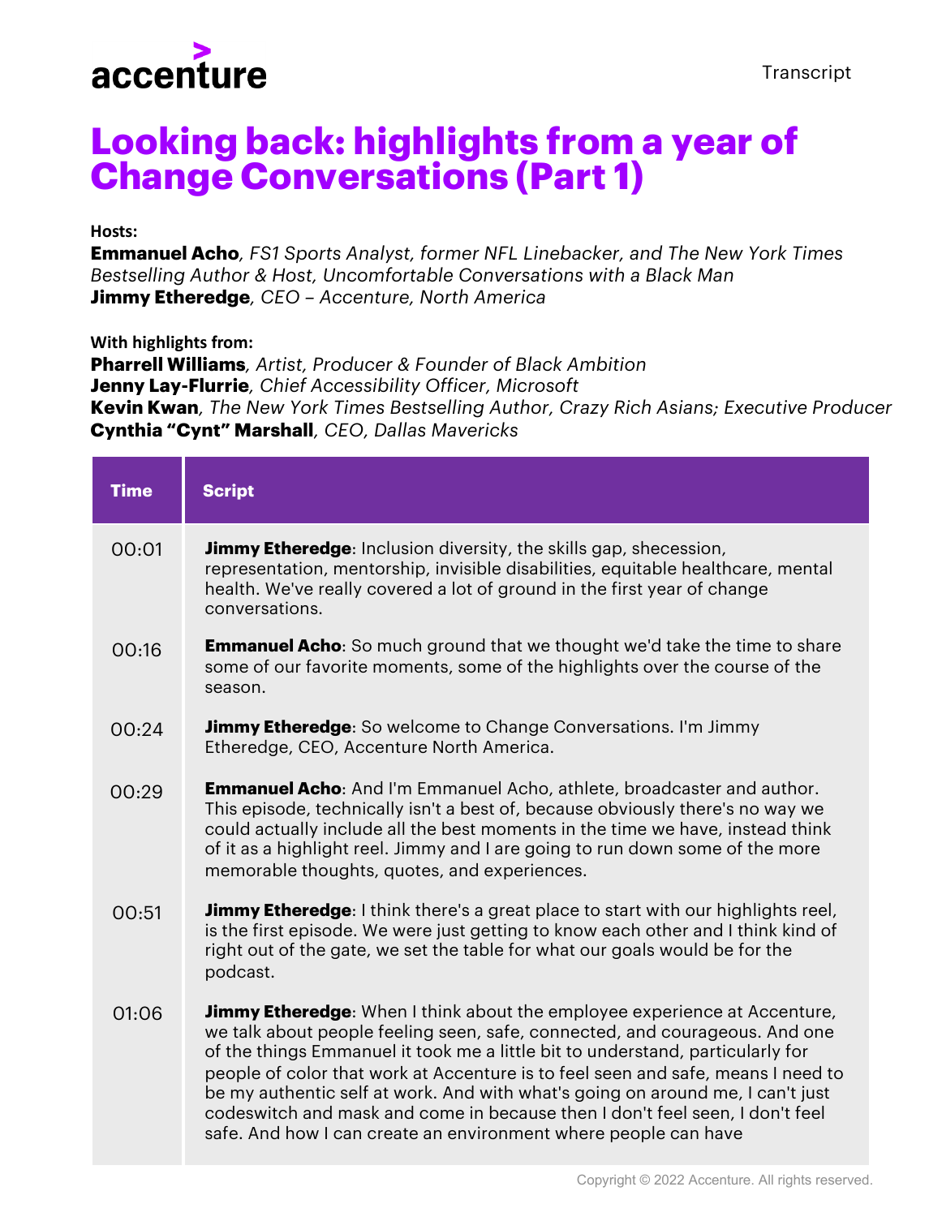accenture

Transcript

# Looking back: highlights from a year of Change Conversations (Part 1)

**Hosts:**
**Emmanuel Acho**, *FS1 Sports Analyst, former NFL Linebacker, and The New York Times Bestselling Author & Host, Uncomfortable Conversations with a Black Man*
**Jimmy Etheredge**, *CEO – Accenture, North America*

**With highlights from:**
**Pharrell Williams**, *Artist, Producer & Founder of Black Ambition*
**Jenny Lay-Flurrie**, *Chief Accessibility Officer, Microsoft*
**Kevin Kwan**, *The New York Times Bestselling Author, Crazy Rich Asians; Executive Producer*
**Cynthia "Cynt" Marshall**, *CEO, Dallas Mavericks*

| Time | Script |
|---|---|
| 00:01 | **Jimmy Etheredge**: Inclusion diversity, the skills gap, shecession, representation, mentorship, invisible disabilities, equitable healthcare, mental health. We've really covered a lot of ground in the first year of change conversations. |
| 00:16 | **Emmanuel Acho**: So much ground that we thought we'd take the time to share some of our favorite moments, some of the highlights over the course of the season. |
| 00:24 | **Jimmy Etheredge**: So welcome to Change Conversations. I'm Jimmy Etheredge, CEO, Accenture North America. |
| 00:29 | **Emmanuel Acho**: And I'm Emmanuel Acho, athlete, broadcaster and author. This episode, technically isn't a best of, because obviously there's no way we could actually include all the best moments in the time we have, instead think of it as a highlight reel. Jimmy and I are going to run down some of the more memorable thoughts, quotes, and experiences. |
| 00:51 | **Jimmy Etheredge**: I think there's a great place to start with our highlights reel, is the first episode. We were just getting to know each other and I think kind of right out of the gate, we set the table for what our goals would be for the podcast. |
| 01:06 | **Jimmy Etheredge**: When I think about the employee experience at Accenture, we talk about people feeling seen, safe, connected, and courageous. And one of the things Emmanuel it took me a little bit to understand, particularly for people of color that work at Accenture is to feel seen and safe, means I need to be my authentic self at work. And with what's going on around me, I can't just codeswitch and mask and come in because then I don't feel seen, I don't feel safe. And how I can create an environment where people can have |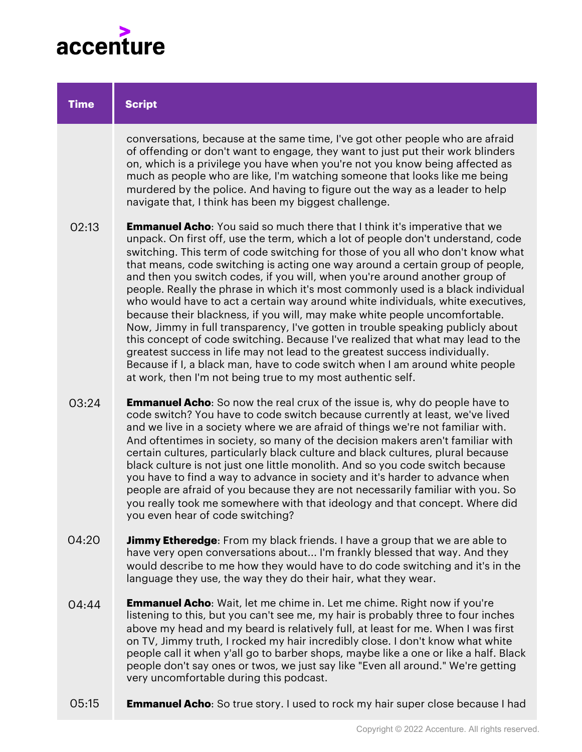| Time | Script |
|---|---|
| | conversations, because at the same time, I've got other people who are afraid of offending or don't want to engage, they want to just put their work blinders on, which is a privilege you have when you're not you know being affected as much as people who are like, I'm watching someone that looks like me being murdered by the police. And having to figure out the way as a leader to help navigate that, I think has been my biggest challenge. |
| 02:13 | **Emmanuel Acho**: You said so much there that I think it's imperative that we unpack. On first off, use the term, which a lot of people don't understand, code switching. This term of code switching for those of you all who don't know what that means, code switching is acting one way around a certain group of people, and then you switch codes, if you will, when you're around another group of people. Really the phrase in which it's most commonly used is a black individual who would have to act a certain way around white individuals, white executives, because their blackness, if you will, may make white people uncomfortable. Now, Jimmy in full transparency, I've gotten in trouble speaking publicly about this concept of code switching. Because I've realized that what may lead to the greatest success in life may not lead to the greatest success individually. Because if I, a black man, have to code switch when I am around white people at work, then I'm not being true to my most authentic self. |
| 03:24 | **Emmanuel Acho**: So now the real crux of the issue is, why do people have to code switch? You have to code switch because currently at least, we've lived and we live in a society where we are afraid of things we're not familiar with. And oftentimes in society, so many of the decision makers aren't familiar with certain cultures, particularly black culture and black cultures, plural because black culture is not just one little monolith. And so you code switch because you have to find a way to advance in society and it's harder to advance when people are afraid of you because they are not necessarily familiar with you. So you really took me somewhere with that ideology and that concept. Where did you even hear of code switching? |
| 04:20 | **Jimmy Etheredge**: From my black friends. I have a group that we are able to have very open conversations about... I'm frankly blessed that way. And they would describe to me how they would have to do code switching and it's in the language they use, the way they do their hair, what they wear. |
| 04:44 | **Emmanuel Acho**: Wait, let me chime in. Let me chime. Right now if you're listening to this, but you can't see me, my hair is probably three to four inches above my head and my beard is relatively full, at least for me. When I was first on TV, Jimmy truth, I rocked my hair incredibly close. I don't know what white people call it when y'all go to barber shops, maybe like a one or like a half. Black people don't say ones or twos, we just say like "Even all around." We're getting very uncomfortable during this podcast. |
| 05:15 | **Emmanuel Acho**: So true story. I used to rock my hair super close because I had |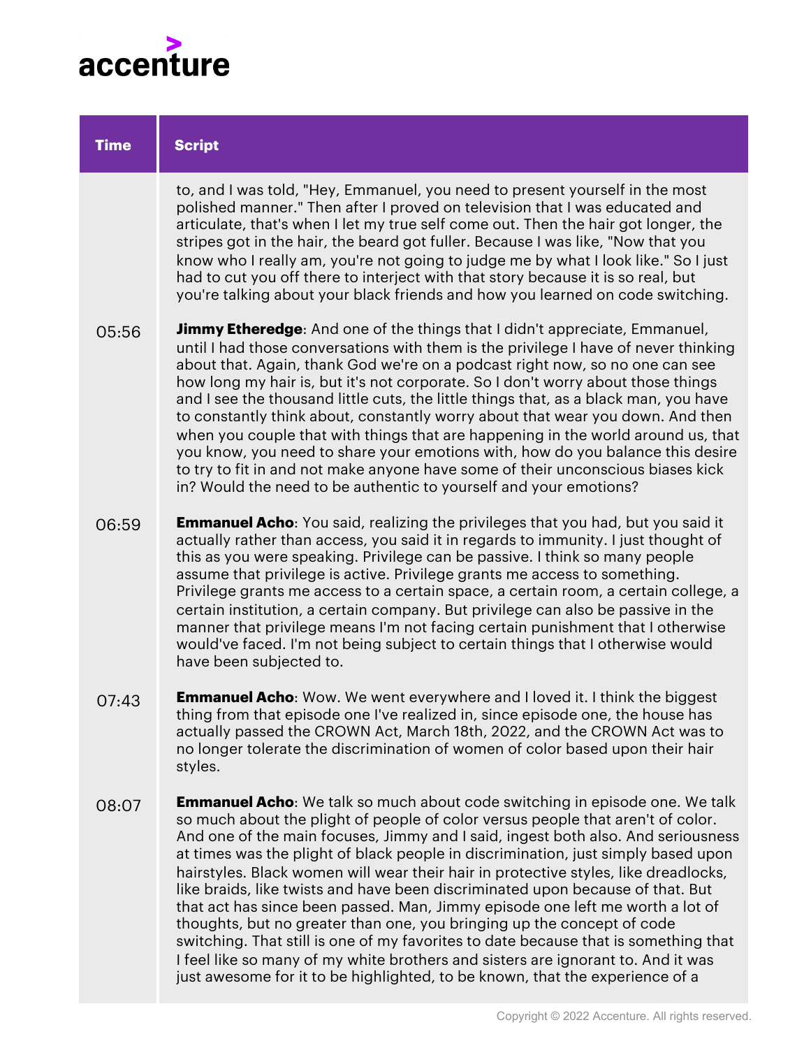| Time | Script |
|---|---|
| | to, and I was told, "Hey, Emmanuel, you need to present yourself in the most polished manner." Then after I proved on television that I was educated and articulate, that's when I let my true self come out. Then the hair got longer, the stripes got in the hair, the beard got fuller. Because I was like, "Now that you know who I really am, you're not going to judge me by what I look like." So I just had to cut you off there to interject with that story because it is so real, but you're talking about your black friends and how you learned on code switching. |
| 05:56 | **Jimmy Etheredge**: And one of the things that I didn't appreciate, Emmanuel, until I had those conversations with them is the privilege I have of never thinking about that. Again, thank God we're on a podcast right now, so no one can see how long my hair is, but it's not corporate. So I don't worry about those things and I see the thousand little cuts, the little things that, as a black man, you have to constantly think about, constantly worry about that wear you down. And then when you couple that with things that are happening in the world around us, that you know, you need to share your emotions with, how do you balance this desire to try to fit in and not make anyone have some of their unconscious biases kick in? Would the need to be authentic to yourself and your emotions? |
| 06:59 | **Emmanuel Acho**: You said, realizing the privileges that you had, but you said it actually rather than access, you said it in regards to immunity. I just thought of this as you were speaking. Privilege can be passive. I think so many people assume that privilege is active. Privilege grants me access to something. Privilege grants me access to a certain space, a certain room, a certain college, a certain institution, a certain company. But privilege can also be passive in the manner that privilege means I'm not facing certain punishment that I otherwise would've faced. I'm not being subject to certain things that I otherwise would have been subjected to. |
| 07:43 | **Emmanuel Acho**: Wow. We went everywhere and I loved it. I think the biggest thing from that episode one I've realized in, since episode one, the house has actually passed the CROWN Act, March 18th, 2022, and the CROWN Act was to no longer tolerate the discrimination of women of color based upon their hair styles. |
| 08:07 | **Emmanuel Acho**: We talk so much about code switching in episode one. We talk so much about the plight of people of color versus people that aren't of color. And one of the main focuses, Jimmy and I said, ingest both also. And seriousness at times was the plight of black people in discrimination, just simply based upon hairstyles. Black women will wear their hair in protective styles, like dreadlocks, like braids, like twists and have been discriminated upon because of that. But that act has since been passed. Man, Jimmy episode one left me worth a lot of thoughts, but no greater than one, you bringing up the concept of code switching. That still is one of my favorites to date because that is something that I feel like so many of my white brothers and sisters are ignorant to. And it was just awesome for it to be highlighted, to be known, that the experience of a |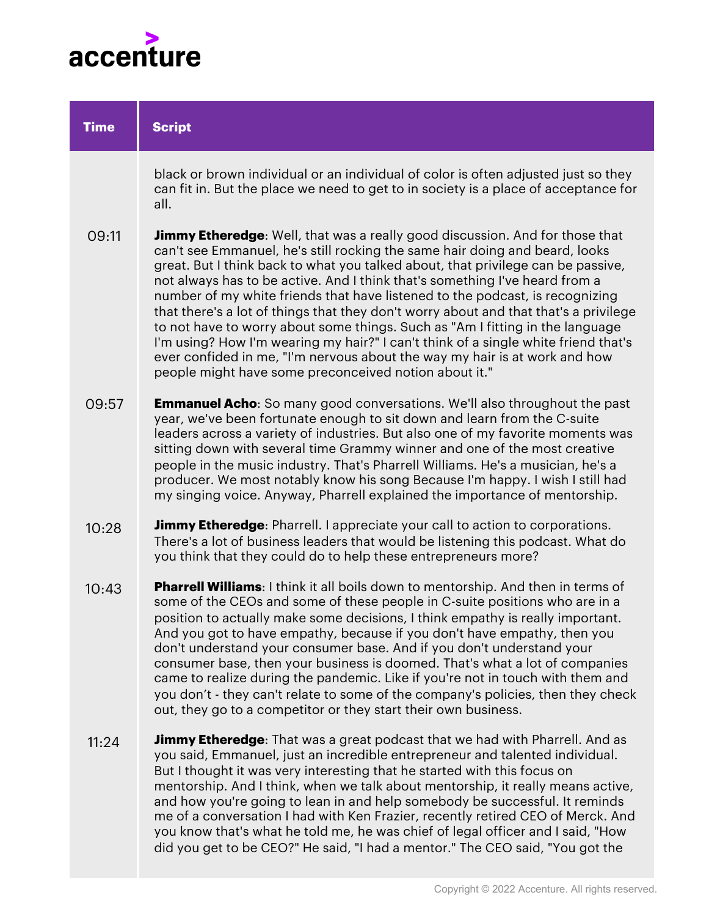| Time | Script |
| --- | --- |
| | black or brown individual or an individual of color is often adjusted just so they can fit in. But the place we need to get to in society is a place of acceptance for all. |
| 09:11 | **Jimmy Etheredge**: Well, that was a really good discussion. And for those that can't see Emmanuel, he's still rocking the same hair doing and beard, looks great. But I think back to what you talked about, that privilege can be passive, not always has to be active. And I think that's something I've heard from a number of my white friends that have listened to the podcast, is recognizing that there's a lot of things that they don't worry about and that that's a privilege to not have to worry about some things. Such as "Am I fitting in the language I'm using? How I'm wearing my hair?" I can't think of a single white friend that's ever confided in me, "I'm nervous about the way my hair is at work and how people might have some preconceived notion about it." |
| 09:57 | **Emmanuel Acho**: So many good conversations. We'll also throughout the past year, we've been fortunate enough to sit down and learn from the C-suite leaders across a variety of industries. But also one of my favorite moments was sitting down with several time Grammy winner and one of the most creative people in the music industry. That's Pharrell Williams. He's a musician, he's a producer. We most notably know his song Because I'm happy. I wish I still had my singing voice. Anyway, Pharrell explained the importance of mentorship. |
| 10:28 | **Jimmy Etheredge**: Pharrell. I appreciate your call to action to corporations. There's a lot of business leaders that would be listening this podcast. What do you think that they could do to help these entrepreneurs more? |
| 10:43 | **Pharrell Williams**: I think it all boils down to mentorship. And then in terms of some of the CEOs and some of these people in C-suite positions who are in a position to actually make some decisions, I think empathy is really important. And you got to have empathy, because if you don't have empathy, then you don't understand your consumer base. And if you don't understand your consumer base, then your business is doomed. That's what a lot of companies came to realize during the pandemic. Like if you're not in touch with them and you don't - they can't relate to some of the company's policies, then they check out, they go to a competitor or they start their own business. |
| 11:24 | **Jimmy Etheredge**: That was a great podcast that we had with Pharrell. And as you said, Emmanuel, just an incredible entrepreneur and talented individual. But I thought it was very interesting that he started with this focus on mentorship. And I think, when we talk about mentorship, it really means active, and how you're going to lean in and help somebody be successful. It reminds me of a conversation I had with Ken Frazier, recently retired CEO of Merck. And you know that's what he told me, he was chief of legal officer and I said, "How did you get to be CEO?" He said, "I had a mentor." The CEO said, "You got the |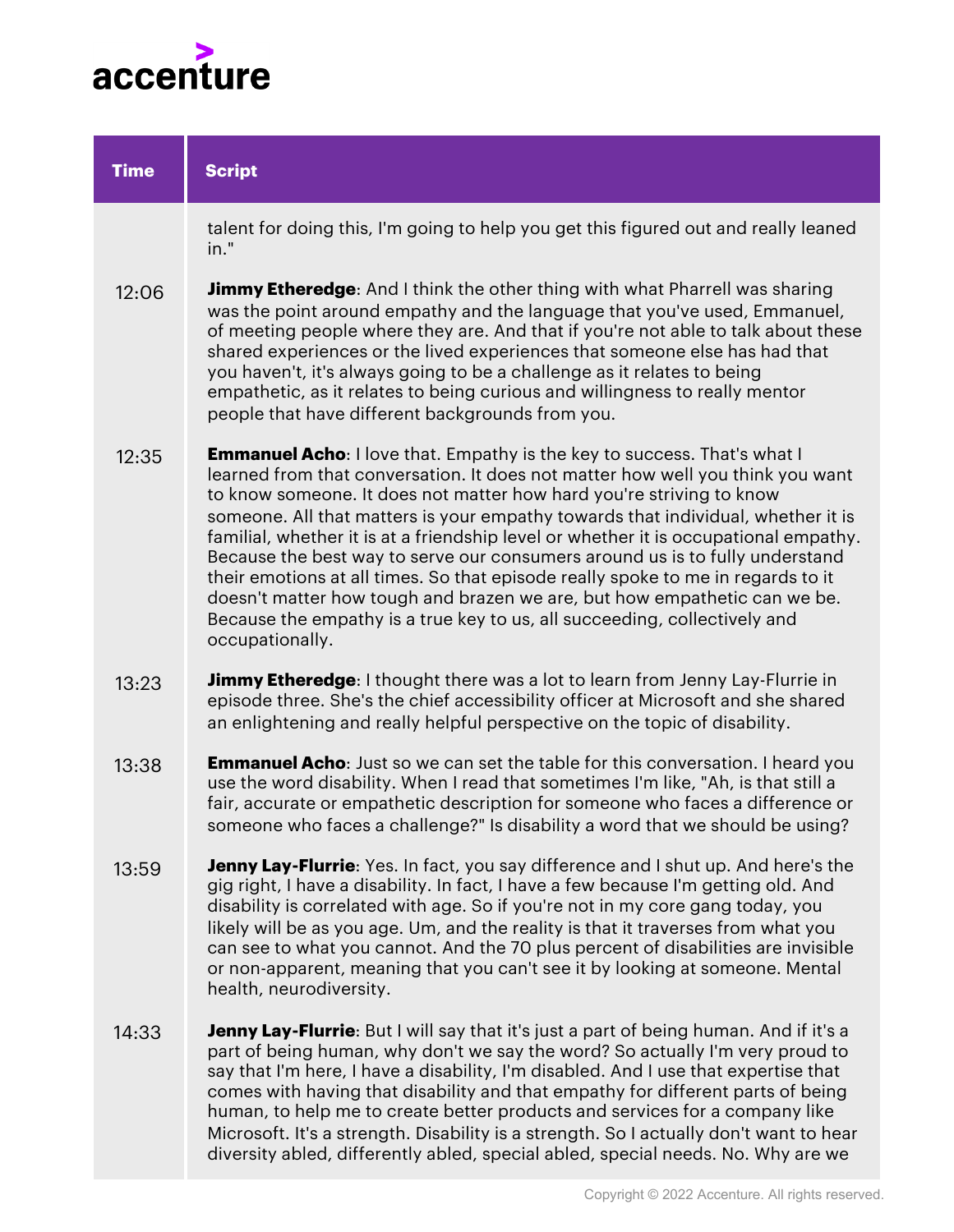| Time | Script |
| --- | --- |
| | talent for doing this, I'm going to help you get this figured out and really leaned in." |
| 12:06 | **Jimmy Etheredge**: And I think the other thing with what Pharrell was sharing was the point around empathy and the language that you've used, Emmanuel, of meeting people where they are. And that if you're not able to talk about these shared experiences or the lived experiences that someone else has had that you haven't, it's always going to be a challenge as it relates to being empathetic, as it relates to being curious and willingness to really mentor people that have different backgrounds from you. |
| 12:35 | **Emmanuel Acho**: I love that. Empathy is the key to success. That's what I learned from that conversation. It does not matter how well you think you want to know someone. It does not matter how hard you're striving to know someone. All that matters is your empathy towards that individual, whether it is familial, whether it is at a friendship level or whether it is occupational empathy. Because the best way to serve our consumers around us is to fully understand their emotions at all times. So that episode really spoke to me in regards to it doesn't matter how tough and brazen we are, but how empathetic can we be. Because the empathy is a true key to us, all succeeding, collectively and occupationally. |
| 13:23 | **Jimmy Etheredge**: I thought there was a lot to learn from Jenny Lay-Flurrie in episode three. She's the chief accessibility officer at Microsoft and she shared an enlightening and really helpful perspective on the topic of disability. |
| 13:38 | **Emmanuel Acho**: Just so we can set the table for this conversation. I heard you use the word disability. When I read that sometimes I'm like, "Ah, is that still a fair, accurate or empathetic description for someone who faces a difference or someone who faces a challenge?" Is disability a word that we should be using? |
| 13:59 | **Jenny Lay-Flurrie**: Yes. In fact, you say difference and I shut up. And here's the gig right, I have a disability. In fact, I have a few because I'm getting old. And disability is correlated with age. So if you're not in my core gang today, you likely will be as you age. Um, and the reality is that it traverses from what you can see to what you cannot. And the 70 plus percent of disabilities are invisible or non-apparent, meaning that you can't see it by looking at someone. Mental health, neurodiversity. |
| 14:33 | **Jenny Lay-Flurrie**: But I will say that it's just a part of being human. And if it's a part of being human, why don't we say the word? So actually I'm very proud to say that I'm here, I have a disability, I'm disabled. And I use that expertise that comes with having that disability and that empathy for different parts of being human, to help me to create better products and services for a company like Microsoft. It's a strength. Disability is a strength. So I actually don't want to hear diversity abled, differently abled, special abled, special needs. No. Why are we |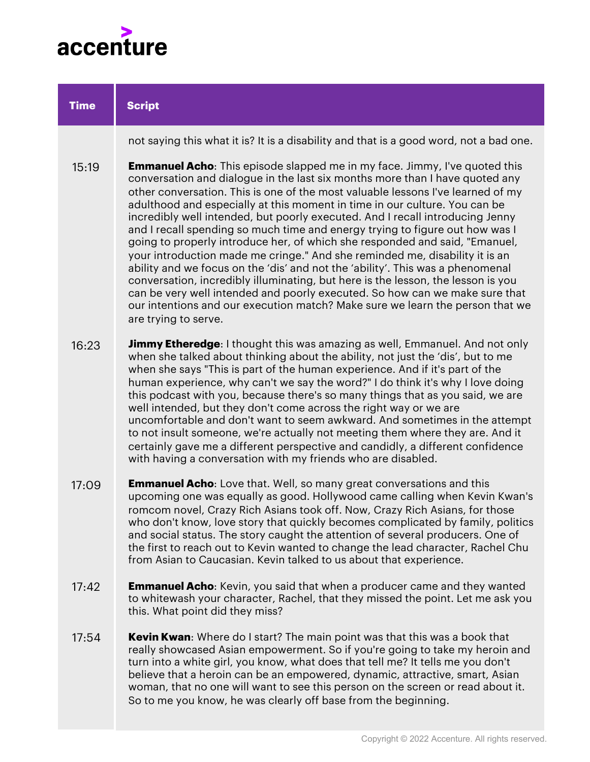| Time | Script |
| --- | --- |
| | not saying this what it is? It is a disability and that is a good word, not a bad one. |
| 15:19 | **Emmanuel Acho**: This episode slapped me in my face. Jimmy, I've quoted this conversation and dialogue in the last six months more than I have quoted any other conversation. This is one of the most valuable lessons I've learned of my adulthood and especially at this moment in time in our culture. You can be incredibly well intended, but poorly executed. And I recall introducing Jenny and I recall spending so much time and energy trying to figure out how was I going to properly introduce her, of which she responded and said, "Emanuel, your introduction made me cringe." And she reminded me, disability it is an ability and we focus on the 'dis' and not the 'ability'. This was a phenomenal conversation, incredibly illuminating, but here is the lesson, the lesson is you can be very well intended and poorly executed. So how can we make sure that our intentions and our execution match? Make sure we learn the person that we are trying to serve. |
| 16:23 | **Jimmy Etheredge**: I thought this was amazing as well, Emmanuel. And not only when she talked about thinking about the ability, not just the 'dis', but to me when she says "This is part of the human experience. And if it's part of the human experience, why can't we say the word?" I do think it's why I love doing this podcast with you, because there's so many things that as you said, we are well intended, but they don't come across the right way or we are uncomfortable and don't want to seem awkward. And sometimes in the attempt to not insult someone, we're actually not meeting them where they are. And it certainly gave me a different perspective and candidly, a different confidence with having a conversation with my friends who are disabled. |
| 17:09 | **Emmanuel Acho**: Love that. Well, so many great conversations and this upcoming one was equally as good. Hollywood came calling when Kevin Kwan's romcom novel, Crazy Rich Asians took off. Now, Crazy Rich Asians, for those who don't know, love story that quickly becomes complicated by family, politics and social status. The story caught the attention of several producers. One of the first to reach out to Kevin wanted to change the lead character, Rachel Chu from Asian to Caucasian. Kevin talked to us about that experience. |
| 17:42 | **Emmanuel Acho**: Kevin, you said that when a producer came and they wanted to whitewash your character, Rachel, that they missed the point. Let me ask you this. What point did they miss? |
| 17:54 | **Kevin Kwan**: Where do I start? The main point was that this was a book that really showcased Asian empowerment. So if you're going to take my heroin and turn into a white girl, you know, what does that tell me? It tells me you don't believe that a heroin can be an empowered, dynamic, attractive, smart, Asian woman, that no one will want to see this person on the screen or read about it. So to me you know, he was clearly off base from the beginning. |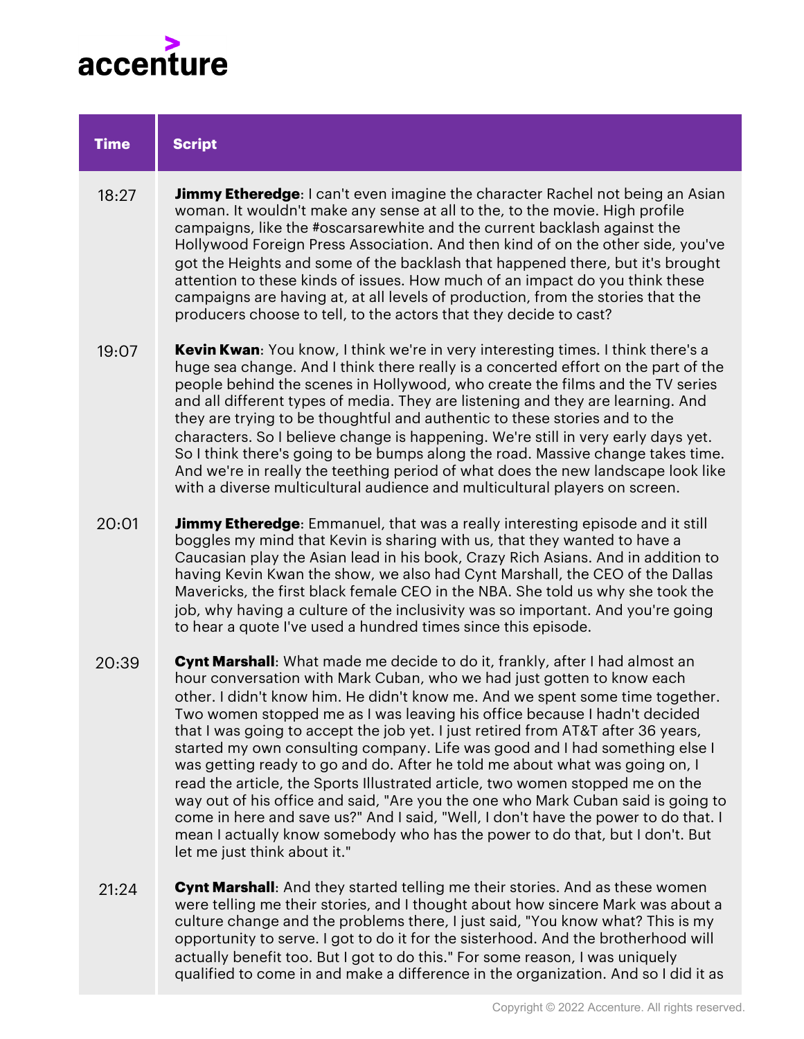| Time | Script |
|---|---|
| 18:27 | **Jimmy Etheredge**: I can't even imagine the character Rachel not being an Asian woman. It wouldn't make any sense at all to the, to the movie. High profile campaigns, like the #oscarsarewhite and the current backlash against the Hollywood Foreign Press Association. And then kind of on the other side, you've got the Heights and some of the backlash that happened there, but it's brought attention to these kinds of issues. How much of an impact do you think these campaigns are having at, at all levels of production, from the stories that the producers choose to tell, to the actors that they decide to cast? |
| 19:07 | **Kevin Kwan**: You know, I think we're in very interesting times. I think there's a huge sea change. And I think there really is a concerted effort on the part of the people behind the scenes in Hollywood, who create the films and the TV series and all different types of media. They are listening and they are learning. And they are trying to be thoughtful and authentic to these stories and to the characters. So I believe change is happening. We're still in very early days yet. So I think there's going to be bumps along the road. Massive change takes time. And we're in really the teething period of what does the new landscape look like with a diverse multicultural audience and multicultural players on screen. |
| 20:01 | **Jimmy Etheredge**: Emmanuel, that was a really interesting episode and it still boggles my mind that Kevin is sharing with us, that they wanted to have a Caucasian play the Asian lead in his book, Crazy Rich Asians. And in addition to having Kevin Kwan the show, we also had Cynt Marshall, the CEO of the Dallas Mavericks, the first black female CEO in the NBA. She told us why she took the job, why having a culture of the inclusivity was so important. And you're going to hear a quote I've used a hundred times since this episode. |
| 20:39 | **Cynt Marshall**: What made me decide to do it, frankly, after I had almost an hour conversation with Mark Cuban, who we had just gotten to know each other. I didn't know him. He didn't know me. And we spent some time together. Two women stopped me as I was leaving his office because I hadn't decided that I was going to accept the job yet. I just retired from AT&T after 36 years, started my own consulting company. Life was good and I had something else I was getting ready to go and do. After he told me about what was going on, I read the article, the Sports Illustrated article, two women stopped me on the way out of his office and said, "Are you the one who Mark Cuban said is going to come in here and save us?" And I said, "Well, I don't have the power to do that. I mean I actually know somebody who has the power to do that, but I don't. But let me just think about it." |
| 21:24 | **Cynt Marshall**: And they started telling me their stories. And as these women were telling me their stories, and I thought about how sincere Mark was about a culture change and the problems there, I just said, "You know what? This is my opportunity to serve. I got to do it for the sisterhood. And the brotherhood will actually benefit too. But I got to do this." For some reason, I was uniquely qualified to come in and make a difference in the organization. And so I did it as |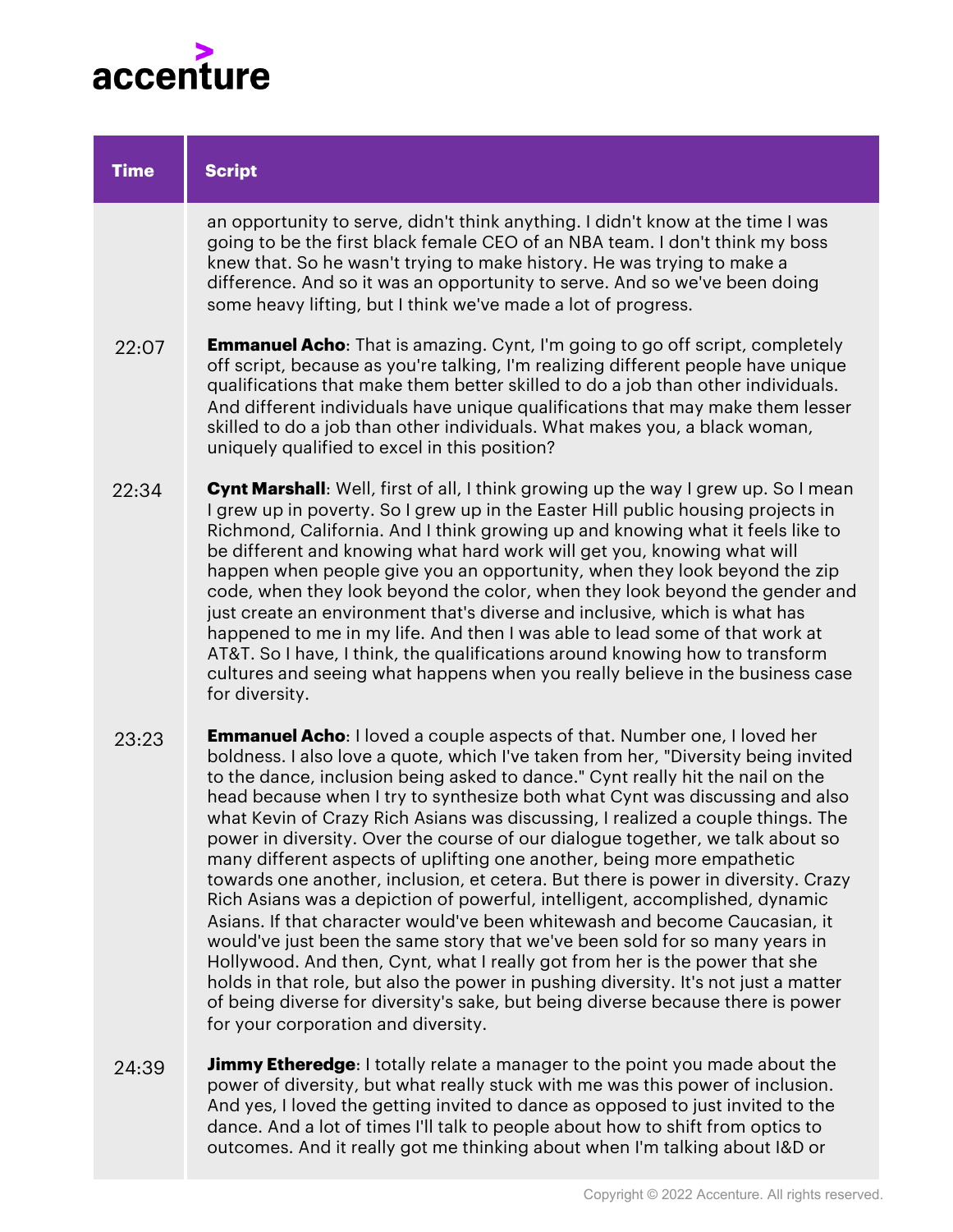| Time | Script |
|---|---|
| | an opportunity to serve, didn't think anything. I didn't know at the time I was going to be the first black female CEO of an NBA team. I don't think my boss knew that. So he wasn't trying to make history. He was trying to make a difference. And so it was an opportunity to serve. And so we've been doing some heavy lifting, but I think we've made a lot of progress. |
| 22:07 | **Emmanuel Acho**: That is amazing. Cynt, I'm going to go off script, completely off script, because as you're talking, I'm realizing different people have unique qualifications that make them better skilled to do a job than other individuals. And different individuals have unique qualifications that may make them lesser skilled to do a job than other individuals. What makes you, a black woman, uniquely qualified to excel in this position? |
| 22:34 | **Cynt Marshall**: Well, first of all, I think growing up the way I grew up. So I mean I grew up in poverty. So I grew up in the Easter Hill public housing projects in Richmond, California. And I think growing up and knowing what it feels like to be different and knowing what hard work will get you, knowing what will happen when people give you an opportunity, when they look beyond the zip code, when they look beyond the color, when they look beyond the gender and just create an environment that's diverse and inclusive, which is what has happened to me in my life. And then I was able to lead some of that work at AT&T. So I have, I think, the qualifications around knowing how to transform cultures and seeing what happens when you really believe in the business case for diversity. |
| 23:23 | **Emmanuel Acho**: I loved a couple aspects of that. Number one, I loved her boldness. I also love a quote, which I've taken from her, "Diversity being invited to the dance, inclusion being asked to dance." Cynt really hit the nail on the head because when I try to synthesize both what Cynt was discussing and also what Kevin of Crazy Rich Asians was discussing, I realized a couple things. The power in diversity. Over the course of our dialogue together, we talk about so many different aspects of uplifting one another, being more empathetic towards one another, inclusion, et cetera. But there is power in diversity. Crazy Rich Asians was a depiction of powerful, intelligent, accomplished, dynamic Asians. If that character would've been whitewash and become Caucasian, it would've just been the same story that we've been sold for so many years in Hollywood. And then, Cynt, what I really got from her is the power that she holds in that role, but also the power in pushing diversity. It's not just a matter of being diverse for diversity's sake, but being diverse because there is power for your corporation and diversity. |
| 24:39 | **Jimmy Etheredge**: I totally relate a manager to the point you made about the power of diversity, but what really stuck with me was this power of inclusion. And yes, I loved the getting invited to dance as opposed to just invited to the dance. And a lot of times I'll talk to people about how to shift from optics to outcomes. And it really got me thinking about when I'm talking about I&D or |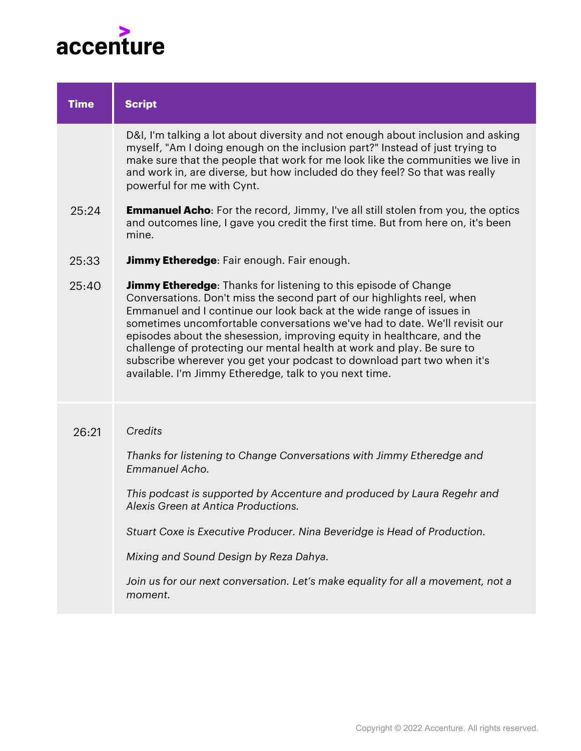| Time | Script |
|---|---|
| | D&I, I'm talking a lot about diversity and not enough about inclusion and asking myself, "Am I doing enough on the inclusion part?" Instead of just trying to make sure that the people that work for me look like the communities we live in and work in, are diverse, but how included do they feel? So that was really powerful for me with Cynt. |
| 25:24 | **Emmanuel Acho**: For the record, Jimmy, I've all still stolen from you, the optics and outcomes line, I gave you credit the first time. But from here on, it's been mine. |
| 25:33 | **Jimmy Etheredge**: Fair enough. Fair enough. |
| 25:40 | **Jimmy Etheredge**: Thanks for listening to this episode of Change Conversations. Don't miss the second part of our highlights reel, when Emmanuel and I continue our look back at the wide range of issues in sometimes uncomfortable conversations we've had to date. We'll revisit our episodes about the shesession, improving equity in healthcare, and the challenge of protecting our mental health at work and play. Be sure to subscribe wherever you get your podcast to download part two when it's available. I'm Jimmy Etheredge, talk to you next time. |
| 26:21 | *Credits*<br><br>*Thanks for listening to Change Conversations with Jimmy Etheredge and Emmanuel Acho.*<br><br>*This podcast is supported by Accenture and produced by Laura Regehr and Alexis Green at Antica Productions.*<br><br>*Stuart Coxe is Executive Producer. Nina Beveridge is Head of Production.*<br><br>*Mixing and Sound Design by Reza Dahya.*<br><br>*Join us for our next conversation. Let's make equality for all a movement, not a moment.* |

Copyright © 2022 Accenture. All rights reserved.